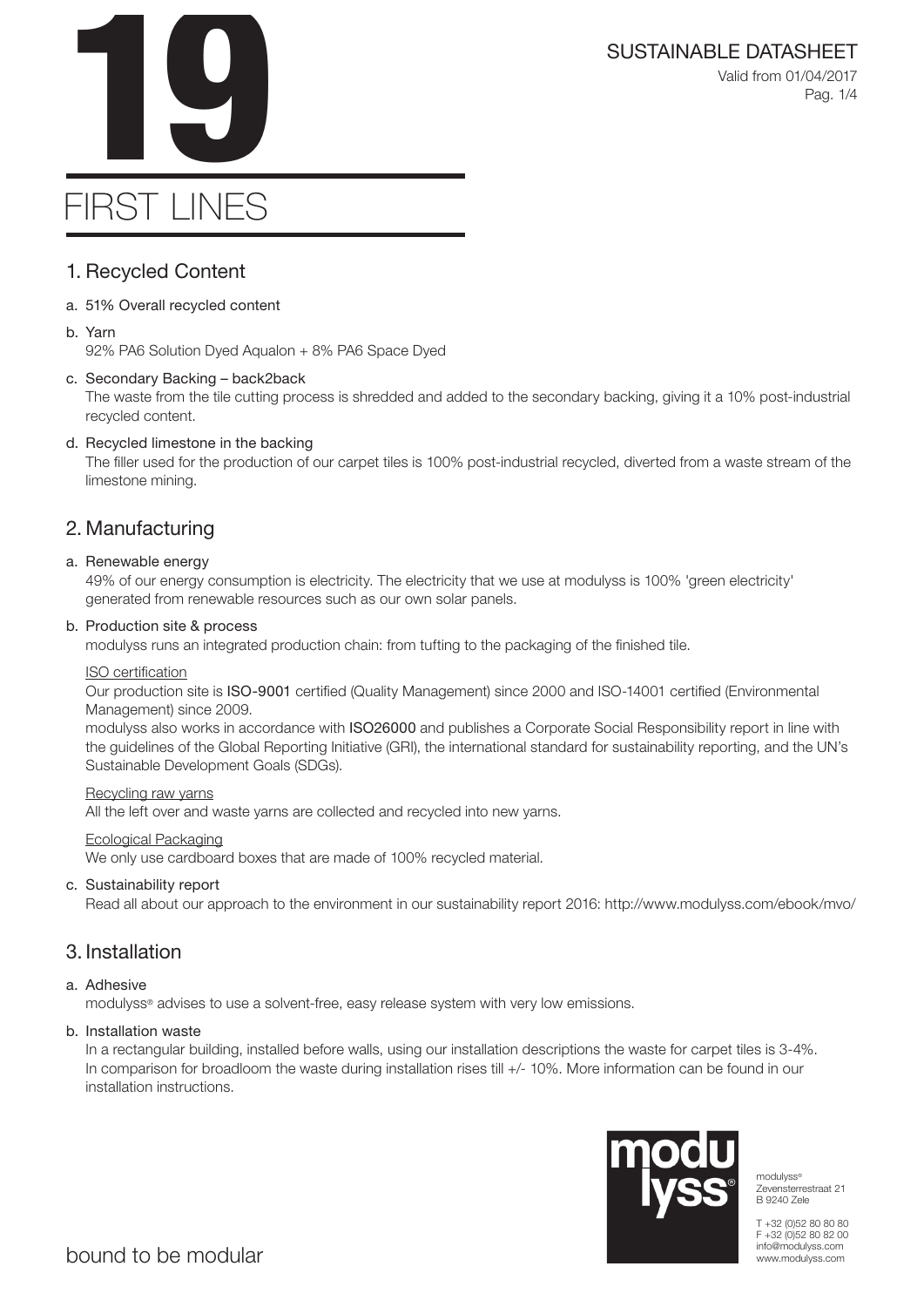# 19

# FIRST LINES

SUSTAINABLE DATASHEET

Valid from 01/04/2017

## 1. Recycled Content

a. 51% Overall recycled content

b. Yarn
92% PA6 Solution Dyed Aqualon + 8% PA6 Space Dyed

c. Secondary Backing – back2back
The waste from the tile cutting process is shredded and added to the secondary backing, giving it a 10% post-industrial recycled content.

d. Recycled limestone in the backing
The filler used for the production of our carpet tiles is 100% post-industrial recycled, diverted from a waste stream of the limestone mining.

## 2. Manufacturing

a. Renewable energy
49% of our energy consumption is electricity. The electricity that we use at modulyss is 100% 'green electricity' generated from renewable resources such as our own solar panels.

b. Production site & process
modulyss runs an integrated production chain: from tufting to the packaging of the finished tile.

ISO certification
Our production site is **ISO-9001** certified (Quality Management) since 2000 and ISO-14001 certified (Environmental Management) since 2009.
modulyss also works in accordance with **ISO26000** and publishes a Corporate Social Responsibility report in line with the guidelines of the Global Reporting Initiative (GRI), the international standard for sustainability reporting, and the UN's Sustainable Development Goals (SDGs).

Recycling raw yarns
All the left over and waste yarns are collected and recycled into new yarns.

Ecological Packaging
We only use cardboard boxes that are made of 100% recycled material.

c. Sustainability report
Read all about our approach to the environment in our sustainability report 2016: http://www.modulyss.com/ebook/mvo/

## 3. Installation

a. Adhesive
modulyss® advises to use a solvent-free, easy release system with very low emissions.

b. Installation waste
In a rectangular building, installed before walls, using our installation descriptions the waste for carpet tiles is 3-4%. In comparison for broadloom the waste during installation rises till +/- 10%. More information can be found in our installation instructions.

bound to be modular

modulyss®
Zevensterrestraat 21
B 9240 Zele

T +32 (0)52 80 80 80
F +32 (0)52 80 82 00
info@modulyss.com
www.modulyss.com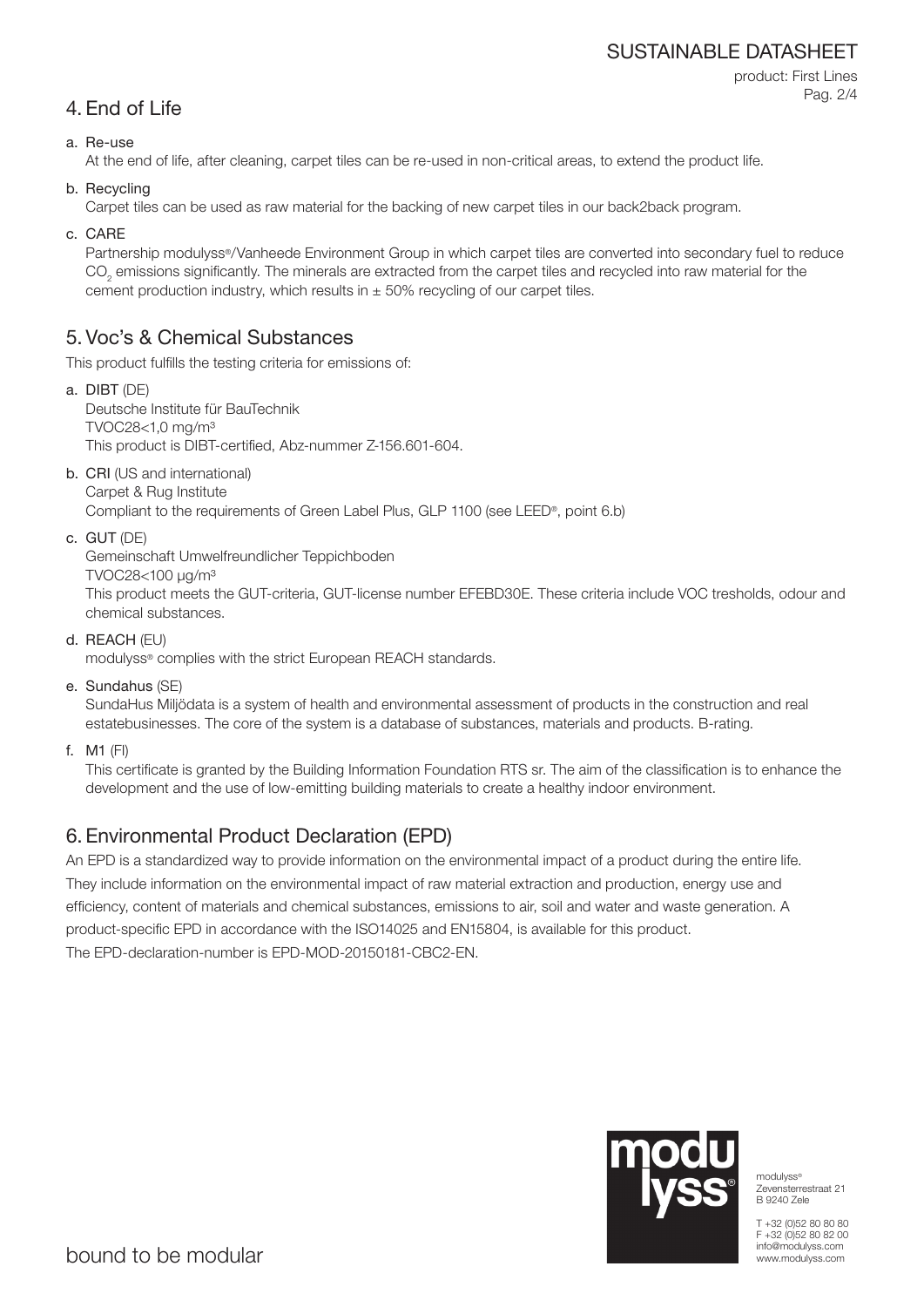## 4. End of Life

a. Re-use
   At the end of life, after cleaning, carpet tiles can be re-used in non-critical areas, to extend the product life.

b. Recycling
   Carpet tiles can be used as raw material for the backing of new carpet tiles in our back2back program.

c. CARE
   Partnership modulyss®/Vanheede Environment Group in which carpet tiles are converted into secondary fuel to reduce $CO_2$ emissions significantly. The minerals are extracted from the carpet tiles and recycled into raw material for the cement production industry, which results in ± 50% recycling of our carpet tiles.

## 5. Voc's & Chemical Substances

This product fulfills the testing criteria for emissions of:

a. **DIBT** (DE)
   Deutsche Institute für BauTechnik
   TVOC28<1,0 mg/m³
   This product is DIBT-certified, Abz-nummer Z-156.601-604.

b. **CRI** (US and international)
   Carpet & Rug Institute
   Compliant to the requirements of Green Label Plus, GLP 1100 (see LEED®, point 6.b)

c. **GUT** (DE)
   Gemeinschaft Umwelfreundlicher Teppichboden
   TVOC28<100 µg/m³
   This product meets the GUT-criteria, GUT-license number EFEBD30E. These criteria include VOC tresholds, odour and chemical substances.

d. **REACH** (EU)
   modulyss® complies with the strict European REACH standards.

e. **Sundahus** (SE)
   SundaHus Miljödata is a system of health and environmental assessment of products in the construction and real estatebusinesses. The core of the system is a database of substances, materials and products. B-rating.

f. **M1** (FI)
   This certificate is granted by the Building Information Foundation RTS sr. The aim of the classification is to enhance the development and the use of low-emitting building materials to create a healthy indoor environment.

## 6. Environmental Product Declaration (EPD)

An EPD is a standardized way to provide information on the environmental impact of a product during the entire life. They include information on the environmental impact of raw material extraction and production, energy use and efficiency, content of materials and chemical substances, emissions to air, soil and water and waste generation. A product-specific EPD in accordance with the ISO14025 and EN15804, is available for this product.
The EPD-declaration-number is EPD-MOD-20150181-CBC2-EN.

modulyss®
Zevensterrestraat 21
B 9240 Zele

T +32 (0)52 80 80 80
F +32 (0)52 80 82 00
info@modulyss.com
www.modulyss.com

bound to be modular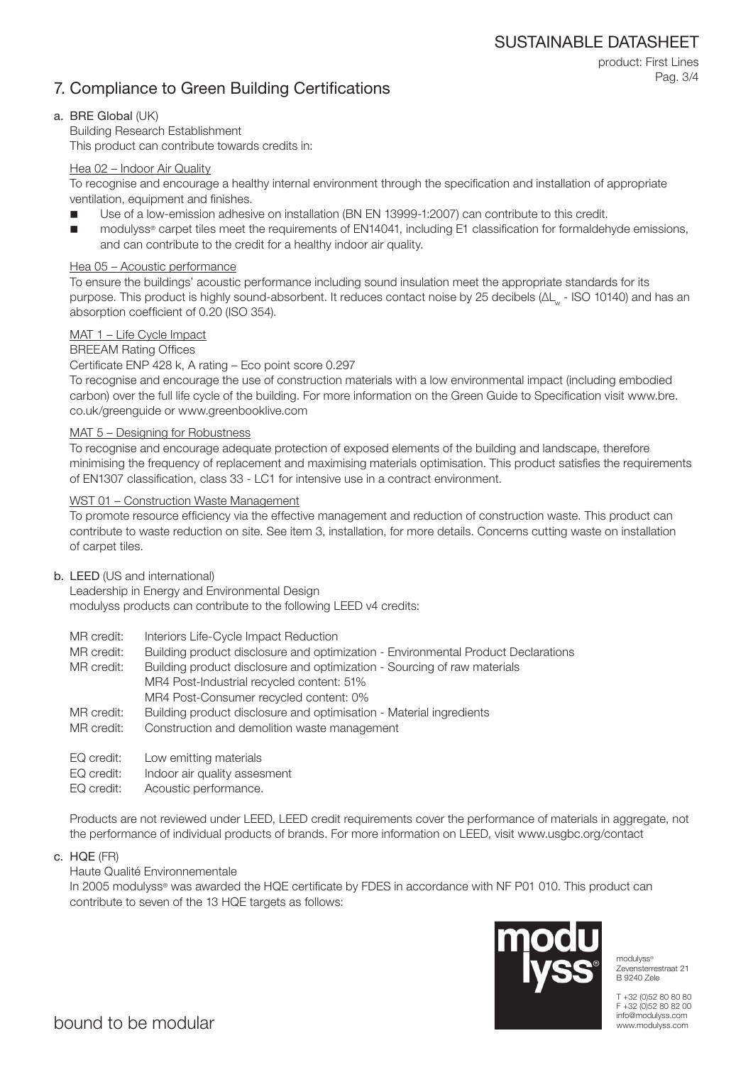## 7. Compliance to Green Building Certifications

### a. BRE Global (UK)

Building Research Establishment
This product can contribute towards credits in:

Hea 02 – Indoor Air Quality

To recognise and encourage a healthy internal environment through the specification and installation of appropriate ventilation, equipment and finishes.

- Use of a low-emission adhesive on installation (BN EN 13999-1:2007) can contribute to this credit.
- modulyss® carpet tiles meet the requirements of EN14041, including E1 classification for formaldehyde emissions, and can contribute to the credit for a healthy indoor air quality.

Hea 05 – Acoustic performance

To ensure the buildings' acoustic performance including sound insulation meet the appropriate standards for its purpose. This product is highly sound-absorbent. It reduces contact noise by 25 decibels ($\Delta L_w$ - ISO 10140) and has an absorption coefficient of 0.20 (ISO 354).

MAT 1 – Life Cycle Impact

BREEAM Rating Offices

Certificate ENP 428 k, A rating – Eco point score 0.297

To recognise and encourage the use of construction materials with a low environmental impact (including embodied carbon) over the full life cycle of the building. For more information on the Green Guide to Specification visit www.bre.co.uk/greenguide or www.greenbooklive.com

MAT 5 – Designing for Robustness

To recognise and encourage adequate protection of exposed elements of the building and landscape, therefore minimising the frequency of replacement and maximising materials optimisation. This product satisfies the requirements of EN1307 classification, class 33 - LC1 for intensive use in a contract environment.

WST 01 – Construction Waste Management

To promote resource efficiency via the effective management and reduction of construction waste. This product can contribute to waste reduction on site. See item 3, installation, for more details. Concerns cutting waste on installation of carpet tiles.

### b. LEED (US and international)

Leadership in Energy and Environmental Design
modulyss products can contribute to the following LEED v4 credits:

MR credit: Interiors Life-Cycle Impact Reduction
MR credit: Building product disclosure and optimization - Environmental Product Declarations
MR credit: Building product disclosure and optimization - Sourcing of raw materials
MR4 Post-Industrial recycled content: 51%
MR4 Post-Consumer recycled content: 0%
MR credit: Building product disclosure and optimisation - Material ingredients
MR credit: Construction and demolition waste management

EQ credit: Low emitting materials
EQ credit: Indoor air quality assesment
EQ credit: Acoustic performance.

Products are not reviewed under LEED, LEED credit requirements cover the performance of materials in aggregate, not the performance of individual products of brands. For more information on LEED, visit www.usgbc.org/contact

### c. HQE (FR)

Haute Qualité Environnementale

In 2005 modulyss® was awarded the HQE certificate by FDES in accordance with NF P01 010. This product can contribute to seven of the 13 HQE targets as follows: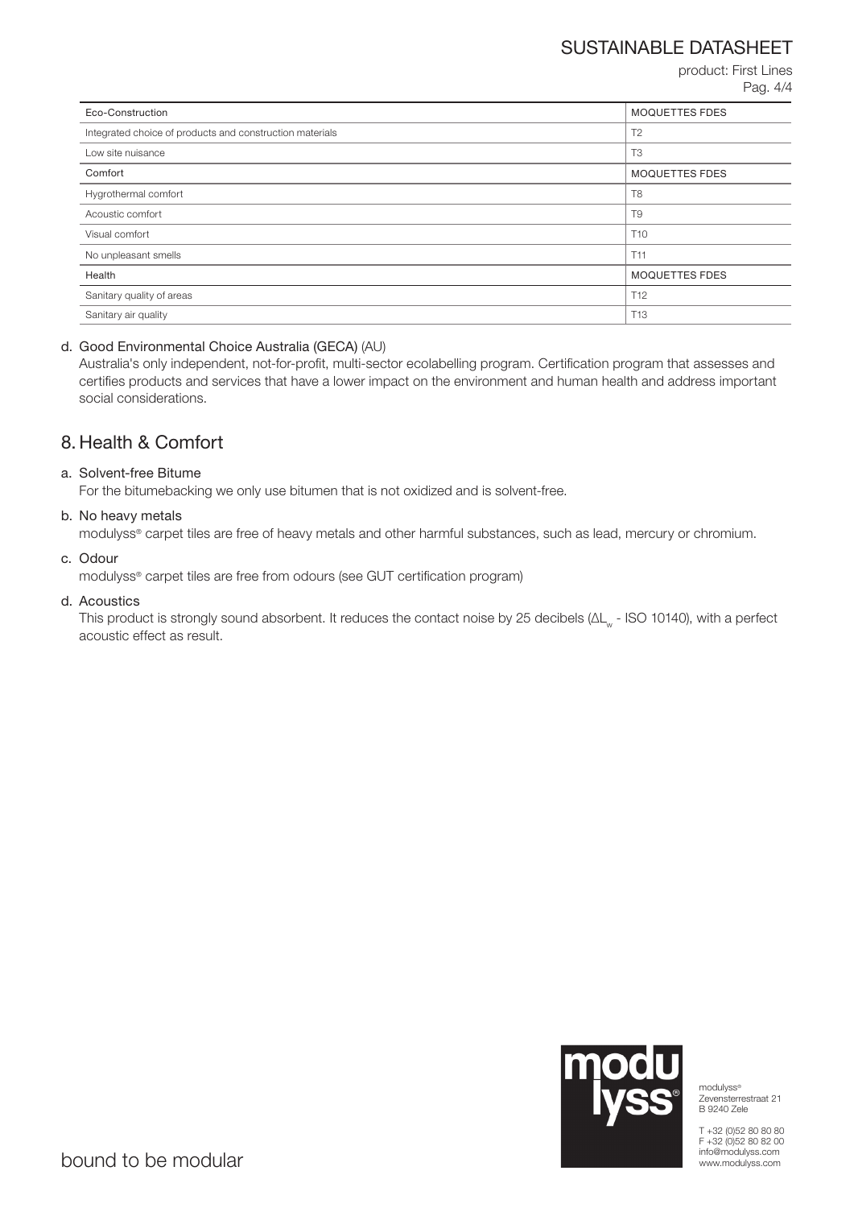| Eco-Construction | MOQUETTES FDES |
| --- | --- |
| Integrated choice of products and construction materials | T2 |
| Low site nuisance | T3 |
| Comfort | MOQUETTES FDES |
| Hygrothermal comfort | T8 |
| Acoustic comfort | T9 |
| Visual comfort | T10 |
| No unpleasant smells | T11 |
| Health | MOQUETTES FDES |
| Sanitary quality of areas | T12 |
| Sanitary air quality | T13 |

d. Good Environmental Choice Australia (GECA) (AU)
Australia's only independent, not-for-profit, multi-sector ecolabelling program. Certification program that assesses and certifies products and services that have a lower impact on the environment and human health and address important social considerations.

## 8. Health & Comfort

a. Solvent-free Bitume
For the bitumebacking we only use bitumen that is not oxidized and is solvent-free.

b. No heavy metals
modulyss® carpet tiles are free of heavy metals and other harmful substances, such as lead, mercury or chromium.

c. Odour
modulyss® carpet tiles are free from odours (see GUT certification program)

d. Acoustics
This product is strongly sound absorbent. It reduces the contact noise by 25 decibels ($\Delta L_w$ - ISO 10140), with a perfect acoustic effect as result.

modulyss®
Zevensterrestraat 21
B 9240 Zele

T +32 (0)52 80 80 80
F +32 (0)52 80 82 00
info@modulyss.com
www.modulyss.com

bound to be modular